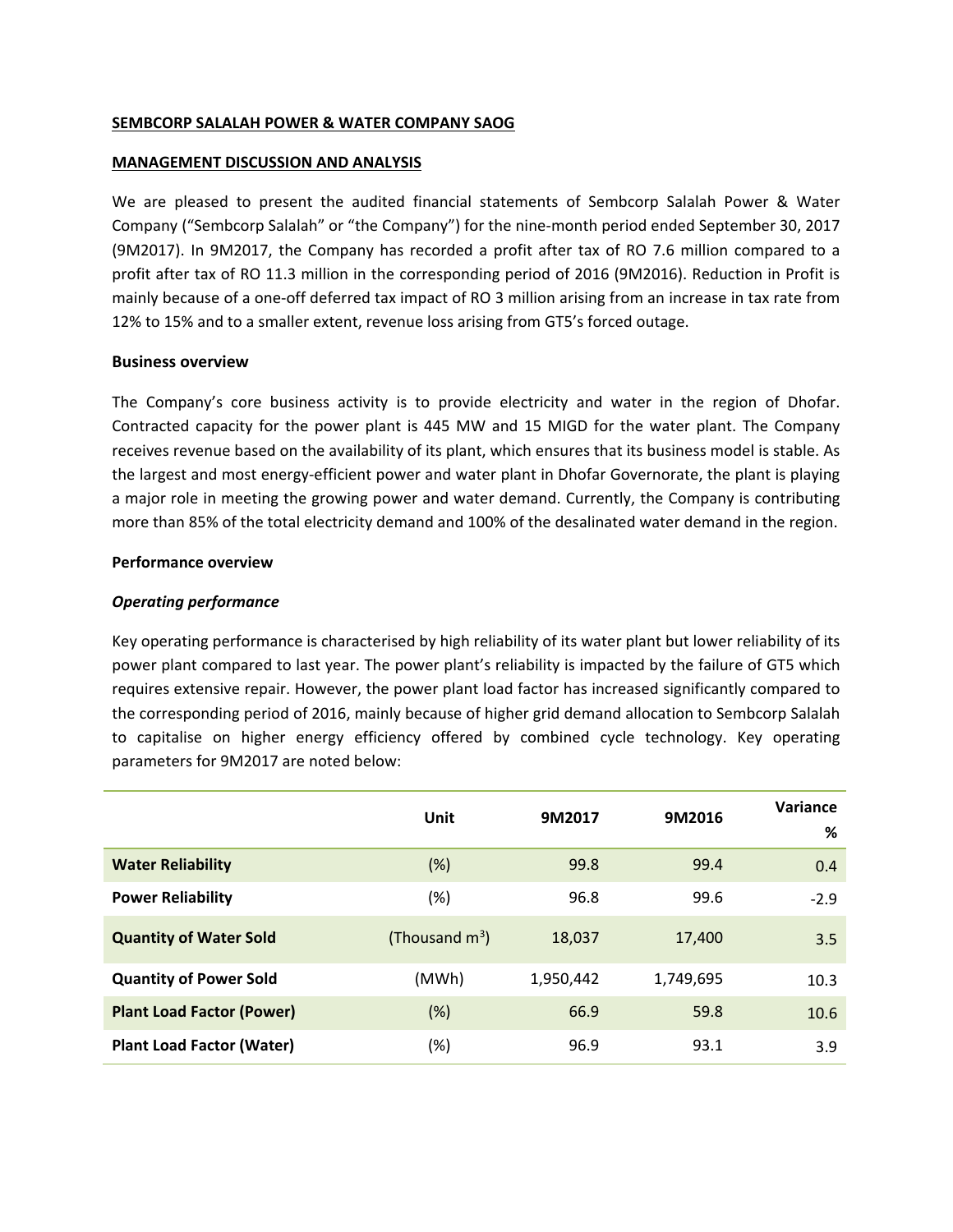**SEMBCORP SALALAH POWER & WATER COMPANY SAOG**

**MANAGEMENT DISCUSSION AND ANALYSIS**

We are pleased to present the audited financial statements of Sembcorp Salalah Power & Water Company ("Sembcorp Salalah" or "the Company") for the nine-month period ended September 30, 2017 (9M2017). In 9M2017, the Company has recorded a profit after tax of RO 7.6 million compared to a profit after tax of RO 11.3 million in the corresponding period of 2016 (9M2016). Reduction in Profit is mainly because of a one-off deferred tax impact of RO 3 million arising from an increase in tax rate from 12% to 15% and to a smaller extent, revenue loss arising from GT5's forced outage.

### Business overview

The Company's core business activity is to provide electricity and water in the region of Dhofar. Contracted capacity for the power plant is 445 MW and 15 MIGD for the water plant. The Company receives revenue based on the availability of its plant, which ensures that its business model is stable. As the largest and most energy-efficient power and water plant in Dhofar Governorate, the plant is playing a major role in meeting the growing power and water demand. Currently, the Company is contributing more than 85% of the total electricity demand and 100% of the desalinated water demand in the region.

### Performance overview

#### *Operating performance*

Key operating performance is characterised by high reliability of its water plant but lower reliability of its power plant compared to last year. The power plant's reliability is impacted by the failure of GT5 which requires extensive repair. However, the power plant load factor has increased significantly compared to the corresponding period of 2016, mainly because of higher grid demand allocation to Sembcorp Salalah to capitalise on higher energy efficiency offered by combined cycle technology. Key operating parameters for 9M2017 are noted below:

| | Unit | 9M2017 | 9M2016 | Variance % |
|---|---|---|---|---|
| **Water Reliability** | (%) | 99.8 | 99.4 | 0.4 |
| **Power Reliability** | (%) | 96.8 | 99.6 | -2.9 |
| **Quantity of Water Sold** | (Thousand $m^3$) | 18,037 | 17,400 | 3.5 |
| **Quantity of Power Sold** | (MWh) | 1,950,442 | 1,749,695 | 10.3 |
| **Plant Load Factor (Power)** | (%) | 66.9 | 59.8 | 10.6 |
| **Plant Load Factor (Water)** | (%) | 96.9 | 93.1 | 3.9 |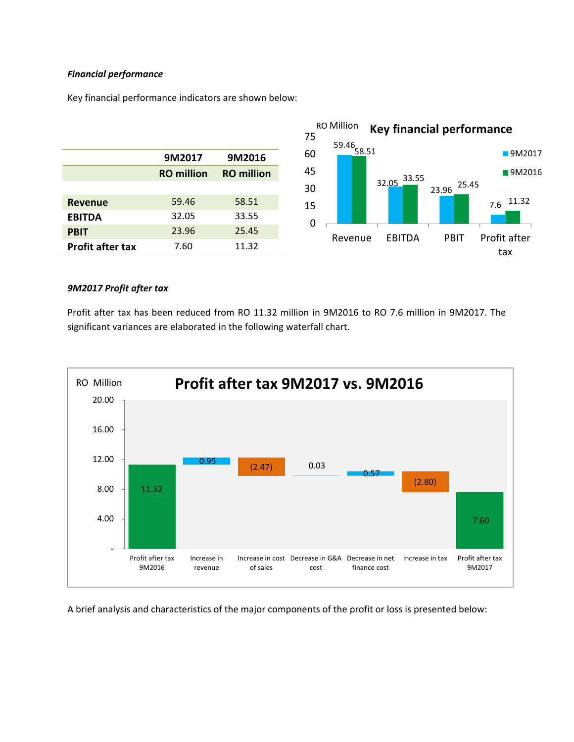***Financial performance***

Key financial performance indicators are shown below:

| | 9M2017 | 9M2016 |
|---|---|---|
| | RO million | RO million |
| **Revenue** | 59.46 | 58.51 |
| **EBITDA** | 32.05 | 33.55 |
| **PBIT** | 23.96 | 25.45 |
| **Profit after tax** | 7.60 | 11.32 |

RO Million

**Key financial performance**

75
60
45
30
15
0

■ 9M2017
■ 9M2016

59.46 58.51
32.05 33.55
23.96 25.45
7.6 11.32

Revenue
EBITDA
PBIT
Profit after tax

***9M2017 Profit after tax***

Profit after tax has been reduced from RO 11.32 million in 9M2016 to RO 7.6 million in 9M2017. The significant variances are elaborated in the following waterfall chart.

RO Million

**Profit after tax 9M2017 vs. 9M2016**

20.00
16.00
12.00
8.00
4.00
-

11.32
0.95
(2.47)
0.03
0.57
(2.80)
7.60

Profit after tax 9M2016
Increase in revenue
Increase in cost of sales
Decrease in G&A cost
Decrease in net finance cost
Increase in tax
Profit after tax 9M2017

A brief analysis and characteristics of the major components of the profit or loss is presented below: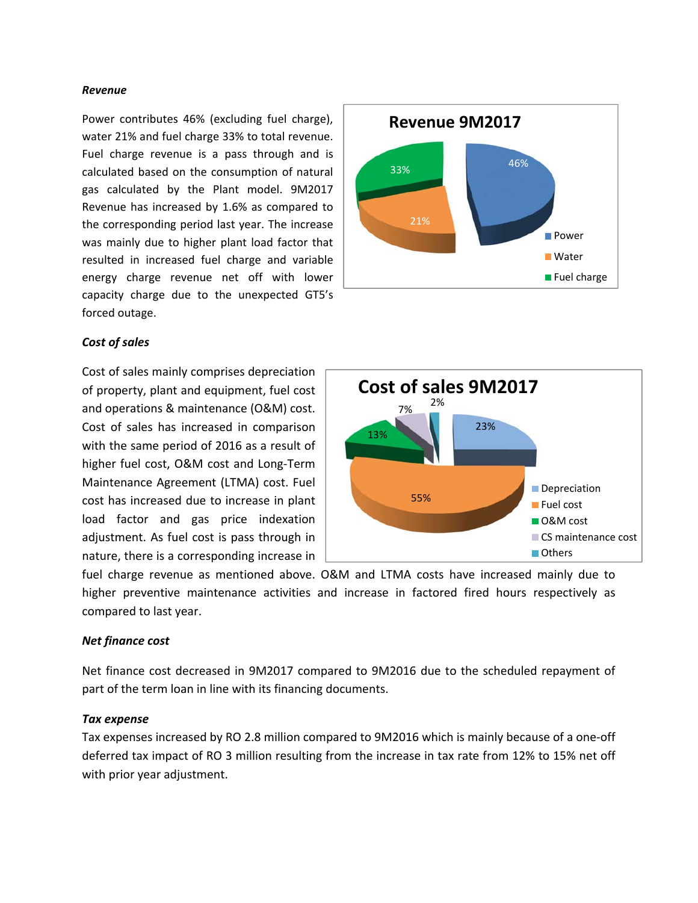***Revenue***

Power contributes 46% (excluding fuel charge), water 21% and fuel charge 33% to total revenue. Fuel charge revenue is a pass through and is calculated based on the consumption of natural gas calculated by the Plant model. 9M2017 Revenue has increased by 1.6% as compared to the corresponding period last year. The increase was mainly due to higher plant load factor that resulted in increased fuel charge and variable energy charge revenue net off with lower capacity charge due to the unexpected GT5's forced outage.

Revenue 9M2017

46%
33%
21%

Power
Water
Fuel charge

***Cost of sales***

Cost of sales mainly comprises depreciation of property, plant and equipment, fuel cost and operations & maintenance (O&M) cost. Cost of sales has increased in comparison with the same period of 2016 as a result of higher fuel cost, O&M cost and Long-Term Maintenance Agreement (LTMA) cost. Fuel cost has increased due to increase in plant load factor and gas price indexation adjustment. As fuel cost is pass through in nature, there is a corresponding increase in fuel charge revenue as mentioned above. O&M and LTMA costs have increased mainly due to higher preventive maintenance activities and increase in factored fired hours respectively as compared to last year.

Cost of sales 9M2017

7%
2%
23%
13%
55%

Depreciation
Fuel cost
O&M cost
CS maintenance cost
Others

***Net finance cost***

Net finance cost decreased in 9M2017 compared to 9M2016 due to the scheduled repayment of part of the term loan in line with its financing documents.

***Tax expense***

Tax expenses increased by RO 2.8 million compared to 9M2016 which is mainly because of a one-off deferred tax impact of RO 3 million resulting from the increase in tax rate from 12% to 15% net off with prior year adjustment.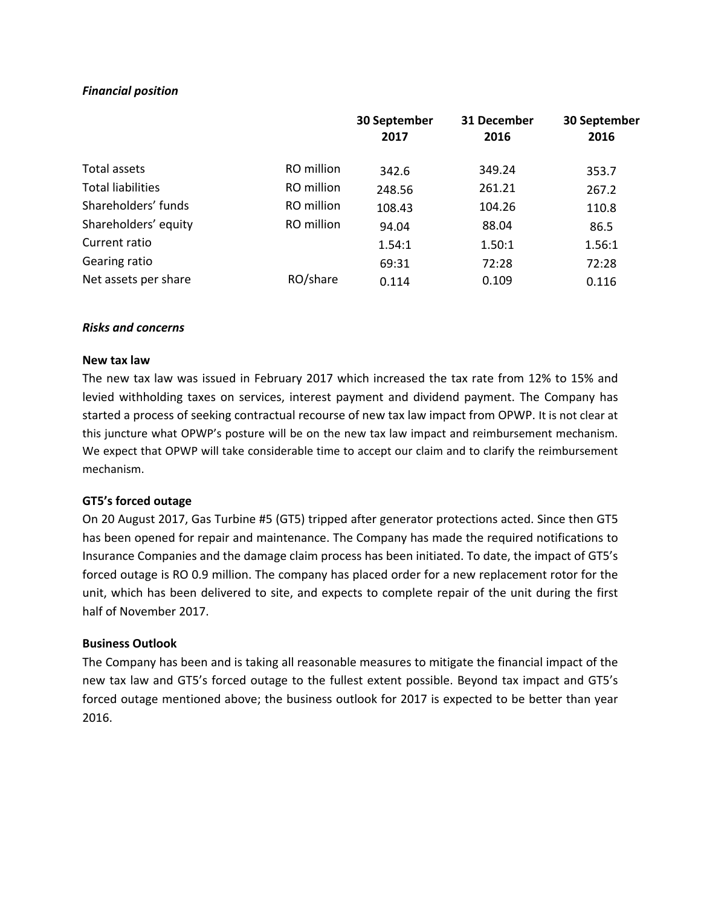***Financial position***

| | | 30 September 2017 | 31 December 2016 | 30 September 2016 |
|---|---|---|---|---|
| Total assets | RO million | 342.6 | 349.24 | 353.7 |
| Total liabilities | RO million | 248.56 | 261.21 | 267.2 |
| Shareholders' funds | RO million | 108.43 | 104.26 | 110.8 |
| Shareholders' equity | RO million | 94.04 | 88.04 | 86.5 |
| Current ratio | | 1.54:1 | 1.50:1 | 1.56:1 |
| Gearing ratio | | 69:31 | 72:28 | 72:28 |
| Net assets per share | RO/share | 0.114 | 0.109 | 0.116 |

***Risks and concerns***

**New tax law**

The new tax law was issued in February 2017 which increased the tax rate from 12% to 15% and levied withholding taxes on services, interest payment and dividend payment. The Company has started a process of seeking contractual recourse of new tax law impact from OPWP. It is not clear at this juncture what OPWP's posture will be on the new tax law impact and reimbursement mechanism. We expect that OPWP will take considerable time to accept our claim and to clarify the reimbursement mechanism.

**GT5's forced outage**

On 20 August 2017, Gas Turbine #5 (GT5) tripped after generator protections acted. Since then GT5 has been opened for repair and maintenance. The Company has made the required notifications to Insurance Companies and the damage claim process has been initiated. To date, the impact of GT5's forced outage is RO 0.9 million. The company has placed order for a new replacement rotor for the unit, which has been delivered to site, and expects to complete repair of the unit during the first half of November 2017.

**Business Outlook**

The Company has been and is taking all reasonable measures to mitigate the financial impact of the new tax law and GT5's forced outage to the fullest extent possible. Beyond tax impact and GT5's forced outage mentioned above; the business outlook for 2017 is expected to be better than year 2016.